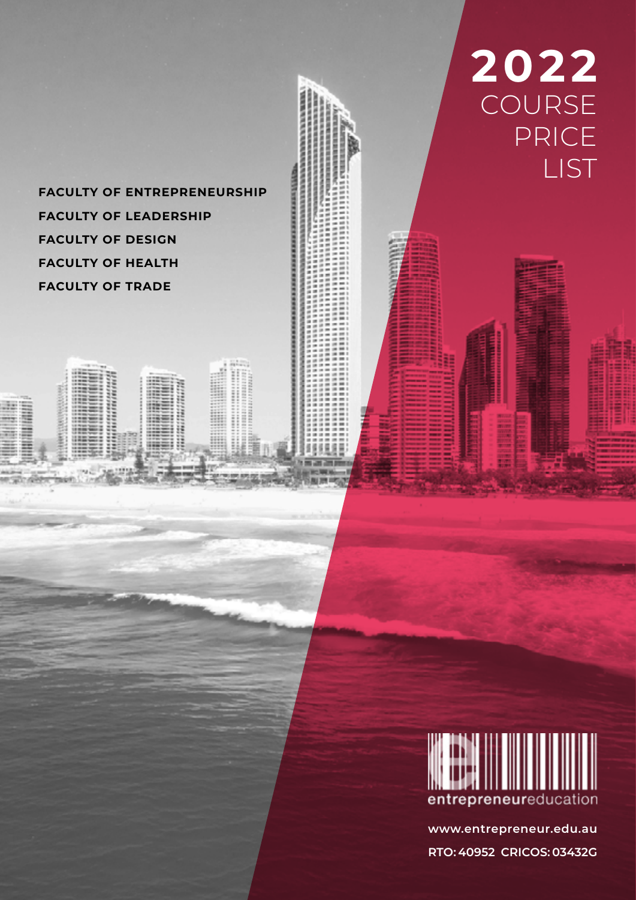# 2022 COURSE PRICE LIST

**FACULTY OF ENTREPRENEURSHIP**
**FACULTY OF LEADERSHIP**
**FACULTY OF DESIGN**
**FACULTY OF HEALTH**
**FACULTY OF TRADE**

entrepreneureducation

**www.entrepreneur.edu.au**
**RTO: 40952 CRICOS: 03432G**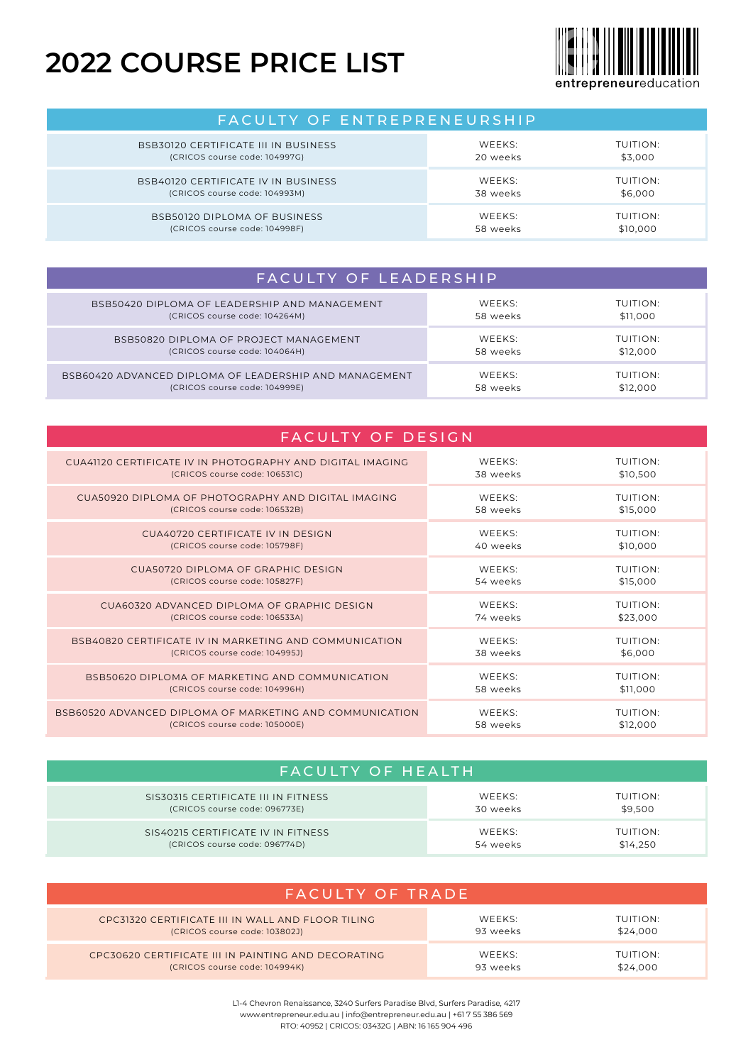# 2022 COURSE PRICE LIST

entrepreneureducation

## FACULTY OF ENTREPRENEURSHIP

| Course | Weeks | Tuition |
|---|---|---|
| BSB30120 CERTIFICATE III IN BUSINESS (CRICOS course code: 104997G) | 20 weeks | $3,000 |
| BSB40120 CERTIFICATE IV IN BUSINESS (CRICOS course code: 104993M) | 38 weeks | $6,000 |
| BSB50120 DIPLOMA OF BUSINESS (CRICOS course code: 104998F) | 58 weeks | $10,000 |

## FACULTY OF LEADERSHIP

| Course | Weeks | Tuition |
|---|---|---|
| BSB50420 DIPLOMA OF LEADERSHIP AND MANAGEMENT (CRICOS course code: 104264M) | 58 weeks | $11,000 |
| BSB50820 DIPLOMA OF PROJECT MANAGEMENT (CRICOS course code: 104064H) | 58 weeks | $12,000 |
| BSB60420 ADVANCED DIPLOMA OF LEADERSHIP AND MANAGEMENT (CRICOS course code: 104999E) | 58 weeks | $12,000 |

## FACULTY OF DESIGN

| Course | Weeks | Tuition |
|---|---|---|
| CUA41120 CERTIFICATE IV IN PHOTOGRAPHY AND DIGITAL IMAGING (CRICOS course code: 106531C) | 38 weeks | $10,500 |
| CUA50920 DIPLOMA OF PHOTOGRAPHY AND DIGITAL IMAGING (CRICOS course code: 106532B) | 58 weeks | $15,000 |
| CUA40720 CERTIFICATE IV IN DESIGN (CRICOS course code: 105798F) | 40 weeks | $10,000 |
| CUA50720 DIPLOMA OF GRAPHIC DESIGN (CRICOS course code: 105827F) | 54 weeks | $15,000 |
| CUA60320 ADVANCED DIPLOMA OF GRAPHIC DESIGN (CRICOS course code: 106533A) | 74 weeks | $23,000 |
| BSB40820 CERTIFICATE IV IN MARKETING AND COMMUNICATION (CRICOS course code: 104995J) | 38 weeks | $6,000 |
| BSB50620 DIPLOMA OF MARKETING AND COMMUNICATION (CRICOS course code: 104996H) | 58 weeks | $11,000 |
| BSB60520 ADVANCED DIPLOMA OF MARKETING AND COMMUNICATION (CRICOS course code: 105000E) | 58 weeks | $12,000 |

## FACULTY OF HEALTH

| Course | Weeks | Tuition |
|---|---|---|
| SIS30315 CERTIFICATE III IN FITNESS (CRICOS course code: 096773E) | 30 weeks | $9,500 |
| SIS40215 CERTIFICATE IV IN FITNESS (CRICOS course code: 096774D) | 54 weeks | $14,250 |

## FACULTY OF TRADE

| Course | Weeks | Tuition |
|---|---|---|
| CPC31320 CERTIFICATE III IN WALL AND FLOOR TILING (CRICOS course code: 103802J) | 93 weeks | $24,000 |
| CPC30620 CERTIFICATE III IN PAINTING AND DECORATING (CRICOS course code: 104994K) | 93 weeks | $24,000 |

L1-4 Chevron Renaissance, 3240 Surfers Paradise Blvd, Surfers Paradise, 4217
www.entrepreneur.edu.au | info@entrepreneur.edu.au | +61 7 55 386 569
RTO: 40952 | CRICOS: 03432G | ABN: 16 165 904 496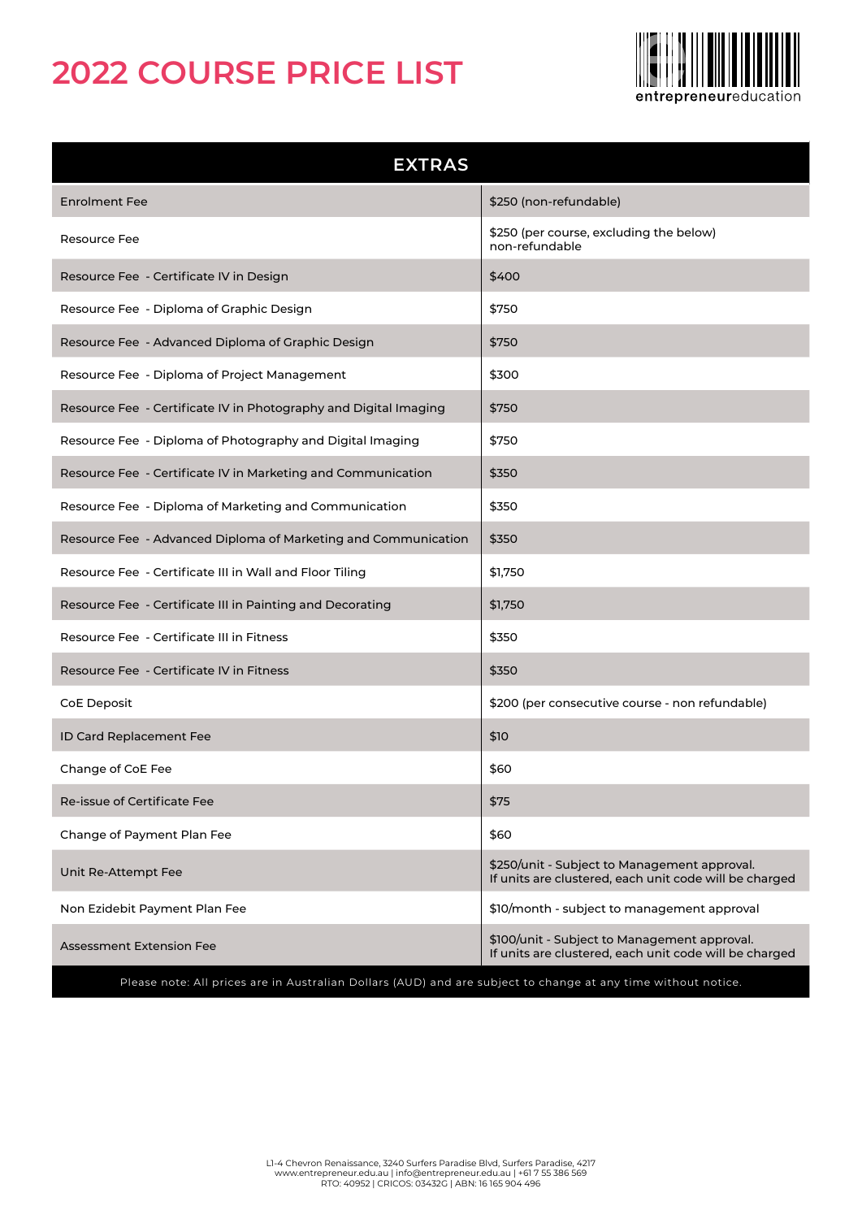# 2022 COURSE PRICE LIST

entrepreneureducation

| EXTRAS | |
|---|---|
| Enrolment Fee | $250 (non-refundable) |
| Resource Fee | $250 (per course, excluding the below) non-refundable |
| Resource Fee - Certificate IV in Design | $400 |
| Resource Fee - Diploma of Graphic Design | $750 |
| Resource Fee - Advanced Diploma of Graphic Design | $750 |
| Resource Fee - Diploma of Project Management | $300 |
| Resource Fee - Certificate IV in Photography and Digital Imaging | $750 |
| Resource Fee - Diploma of Photography and Digital Imaging | $750 |
| Resource Fee - Certificate IV in Marketing and Communication | $350 |
| Resource Fee - Diploma of Marketing and Communication | $350 |
| Resource Fee - Advanced Diploma of Marketing and Communication | $350 |
| Resource Fee - Certificate III in Wall and Floor Tiling | $1,750 |
| Resource Fee - Certificate III in Painting and Decorating | $1,750 |
| Resource Fee - Certificate III in Fitness | $350 |
| Resource Fee - Certificate IV in Fitness | $350 |
| CoE Deposit | $200 (per consecutive course - non refundable) |
| ID Card Replacement Fee | $10 |
| Change of CoE Fee | $60 |
| Re-issue of Certificate Fee | $75 |
| Change of Payment Plan Fee | $60 |
| Unit Re-Attempt Fee | $250/unit - Subject to Management approval. If units are clustered, each unit code will be charged |
| Non Ezidebit Payment Plan Fee | $10/month - subject to management approval |
| Assessment Extension Fee | $100/unit - Subject to Management approval. If units are clustered, each unit code will be charged |

Please note: All prices are in Australian Dollars (AUD) and are subject to change at any time without notice.

L1-4 Chevron Renaissance, 3240 Surfers Paradise Blvd, Surfers Paradise, 4217
www.entrepreneur.edu.au | info@entrepreneur.edu.au | +61 7 55 386 569
RTO: 40952 | CRICOS: 03432G | ABN: 16 165 904 496